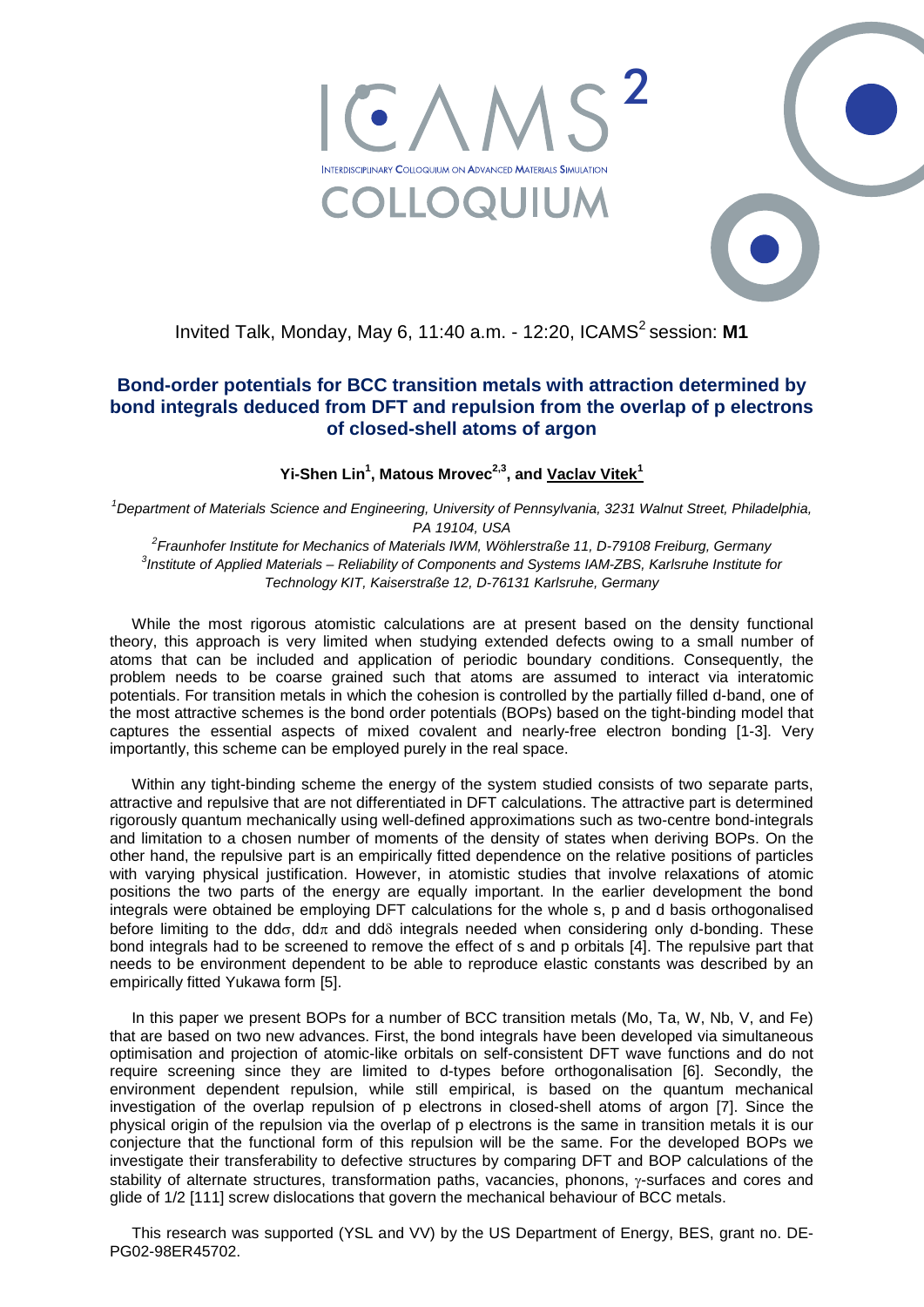ICAMS[2] — INTERDISCIPLINARY COLLOQUIUM ON ADVANCED MATERIALS SIMULATION — COLLOQUIUM

Invited Talk, Monday, May 6, 11:40 a.m. - 12:20, ICAMS[2] session: **M1**

## Bond-order potentials for BCC transition metals with attraction determined by bond integrals deduced from DFT and repulsion from the overlap of p electrons of closed-shell atoms of argon

**Yi-Shen Lin[1], Matous Mrovec[2,3], and Vaclav Vitek[1]**

*[1]Department of Materials Science and Engineering, University of Pennsylvania, 3231 Walnut Street, Philadelphia, PA 19104, USA*

*[2]Fraunhofer Institute for Mechanics of Materials IWM, Wöhlerstraße 11, D-79108 Freiburg, Germany*

*[3]Institute of Applied Materials – Reliability of Components and Systems IAM-ZBS, Karlsruhe Institute for Technology KIT, Kaiserstraße 12, D-76131 Karlsruhe, Germany*

While the most rigorous atomistic calculations are at present based on the density functional theory, this approach is very limited when studying extended defects owing to a small number of atoms that can be included and application of periodic boundary conditions. Consequently, the problem needs to be coarse grained such that atoms are assumed to interact via interatomic potentials. For transition metals in which the cohesion is controlled by the partially filled d-band, one of the most attractive schemes is the bond order potentials (BOPs) based on the tight-binding model that captures the essential aspects of mixed covalent and nearly-free electron bonding [1-3]. Very importantly, this scheme can be employed purely in the real space.

Within any tight-binding scheme the energy of the system studied consists of two separate parts, attractive and repulsive that are not differentiated in DFT calculations. The attractive part is determined rigorously quantum mechanically using well-defined approximations such as two-centre bond-integrals and limitation to a chosen number of moments of the density of states when deriving BOPs. On the other hand, the repulsive part is an empirically fitted dependence on the relative positions of particles with varying physical justification. However, in atomistic studies that involve relaxations of atomic positions the two parts of the energy are equally important. In the earlier development the bond integrals were obtained be employing DFT calculations for the whole s, p and d basis orthogonalised before limiting to the dd$\sigma$, dd$\pi$ and dd$\delta$ integrals needed when considering only d-bonding. These bond integrals had to be screened to remove the effect of s and p orbitals [4]. The repulsive part that needs to be environment dependent to be able to reproduce elastic constants was described by an empirically fitted Yukawa form [5].

In this paper we present BOPs for a number of BCC transition metals (Mo, Ta, W, Nb, V, and Fe) that are based on two new advances. First, the bond integrals have been developed via simultaneous optimisation and projection of atomic-like orbitals on self-consistent DFT wave functions and do not require screening since they are limited to d-types before orthogonalisation [6]. Secondly, the environment dependent repulsion, while still empirical, is based on the quantum mechanical investigation of the overlap repulsion of p electrons in closed-shell atoms of argon [7]. Since the physical origin of the repulsion via the overlap of p electrons is the same in transition metals it is our conjecture that the functional form of this repulsion will be the same. For the developed BOPs we investigate their transferability to defective structures by comparing DFT and BOP calculations of the stability of alternate structures, transformation paths, vacancies, phonons, $\gamma$-surfaces and cores and glide of 1/2 [111] screw dislocations that govern the mechanical behaviour of BCC metals.

This research was supported (YSL and VV) by the US Department of Energy, BES, grant no. DE-PG02-98ER45702.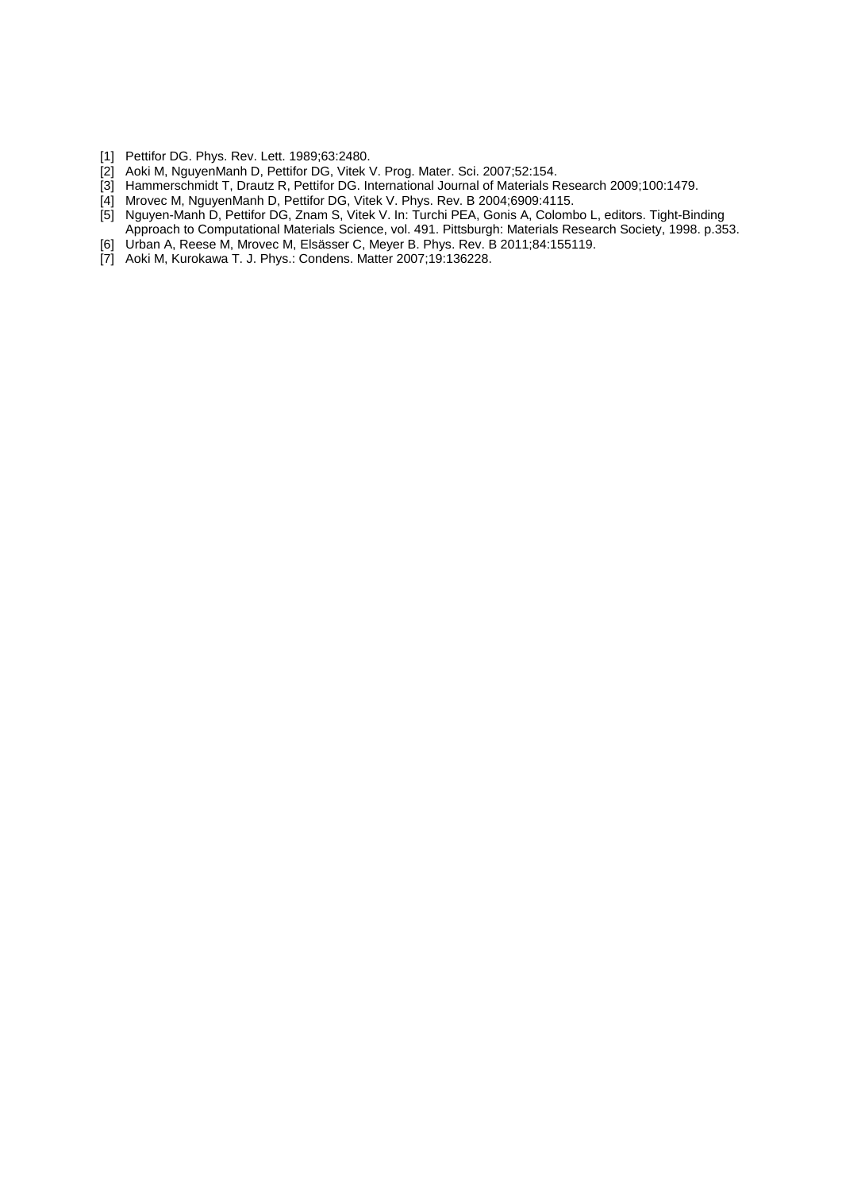[1] Pettifor DG. Phys. Rev. Lett. 1989;63:2480.
[2] Aoki M, NguyenManh D, Pettifor DG, Vitek V. Prog. Mater. Sci. 2007;52:154.
[3] Hammerschmidt T, Drautz R, Pettifor DG. International Journal of Materials Research 2009;100:1479.
[4] Mrovec M, NguyenManh D, Pettifor DG, Vitek V. Phys. Rev. B 2004;6909:4115.
[5] Nguyen-Manh D, Pettifor DG, Znam S, Vitek V. In: Turchi PEA, Gonis A, Colombo L, editors. Tight-Binding Approach to Computational Materials Science, vol. 491. Pittsburgh: Materials Research Society, 1998. p.353.
[6] Urban A, Reese M, Mrovec M, Elsässer C, Meyer B. Phys. Rev. B 2011;84:155119.
[7] Aoki M, Kurokawa T. J. Phys.: Condens. Matter 2007;19:136228.